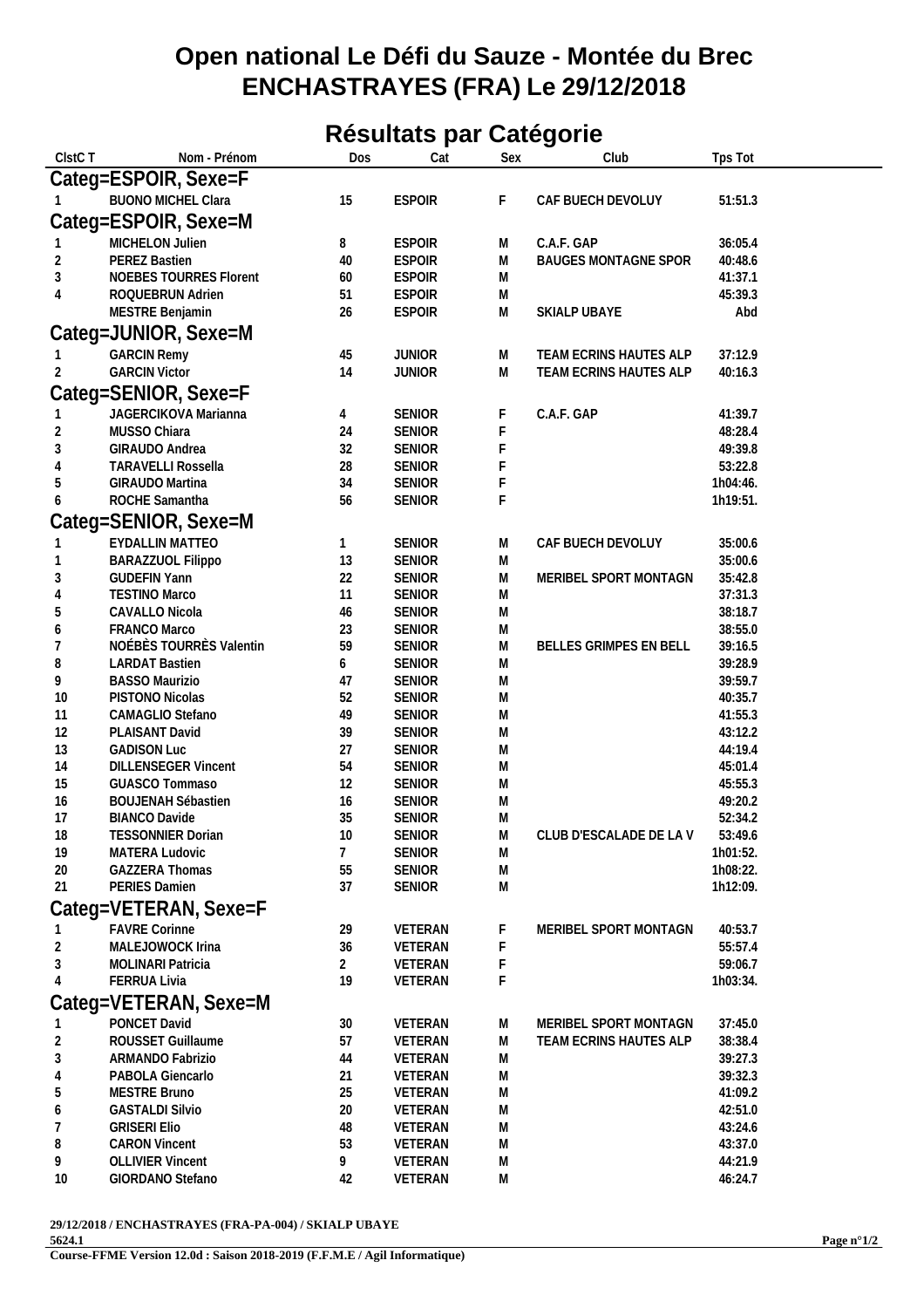# Open national Le Défi du Sauze - Montée du Brec
# ENCHASTRAYES (FRA) Le 29/12/2018

## Résultats par Catégorie

| ClstC T | Nom - Prénom | Dos | Cat | Sex | Club | Tps Tot |
|---|---|---|---|---|---|---|
| **Categ=ESPOIR, Sexe=F** | | | | | | |
| 1 | BUONO MICHEL Clara | 15 | ESPOIR | F | CAF BUECH DEVOLUY | 51:51.3 |
| **Categ=ESPOIR, Sexe=M** | | | | | | |
| 1 | MICHELON Julien | 8 | ESPOIR | M | C.A.F. GAP | 36:05.4 |
| 2 | PEREZ Bastien | 40 | ESPOIR | M | BAUGES MONTAGNE SPOR | 40:48.6 |
| 3 | NOEBES TOURRES Florent | 60 | ESPOIR | M | | 41:37.1 |
| 4 | ROQUEBRUN Adrien | 51 | ESPOIR | M | | 45:39.3 |
| | MESTRE Benjamin | 26 | ESPOIR | M | SKIALP UBAYE | Abd |
| **Categ=JUNIOR, Sexe=M** | | | | | | |
| 1 | GARCIN Remy | 45 | JUNIOR | M | TEAM ECRINS HAUTES ALP | 37:12.9 |
| 2 | GARCIN Victor | 14 | JUNIOR | M | TEAM ECRINS HAUTES ALP | 40:16.3 |
| **Categ=SENIOR, Sexe=F** | | | | | | |
| 1 | JAGERCIKOVA Marianna | 4 | SENIOR | F | C.A.F. GAP | 41:39.7 |
| 2 | MUSSO Chiara | 24 | SENIOR | F | | 48:28.4 |
| 3 | GIRAUDO Andrea | 32 | SENIOR | F | | 49:39.8 |
| 4 | TARAVELLI Rossella | 28 | SENIOR | F | | 53:22.8 |
| 5 | GIRAUDO Martina | 34 | SENIOR | F | | 1h04:46. |
| 6 | ROCHE Samantha | 56 | SENIOR | F | | 1h19:51. |
| **Categ=SENIOR, Sexe=M** | | | | | | |
| 1 | EYDALLIN MATTEO | 1 | SENIOR | M | CAF BUECH DEVOLUY | 35:00.6 |
| 1 | BARAZZUOL Filippo | 13 | SENIOR | M | | 35:00.6 |
| 3 | GUDEFIN Yann | 22 | SENIOR | M | MERIBEL SPORT MONTAGN | 35:42.8 |
| 4 | TESTINO Marco | 11 | SENIOR | M | | 37:31.3 |
| 5 | CAVALLO Nicola | 46 | SENIOR | M | | 38:18.7 |
| 6 | FRANCO Marco | 23 | SENIOR | M | | 38:55.0 |
| 7 | NOÉBÈS TOURRÈS Valentin | 59 | SENIOR | M | BELLES GRIMPES EN BELL | 39:16.5 |
| 8 | LARDAT Bastien | 6 | SENIOR | M | | 39:28.9 |
| 9 | BASSO Maurizio | 47 | SENIOR | M | | 39:59.7 |
| 10 | PISTONO Nicolas | 52 | SENIOR | M | | 40:35.7 |
| 11 | CAMAGLIO Stefano | 49 | SENIOR | M | | 41:55.3 |
| 12 | PLAISANT David | 39 | SENIOR | M | | 43:12.2 |
| 13 | GADISON Luc | 27 | SENIOR | M | | 44:19.4 |
| 14 | DILLENSEGER Vincent | 54 | SENIOR | M | | 45:01.4 |
| 15 | GUASCO Tommaso | 12 | SENIOR | M | | 45:55.3 |
| 16 | BOUJENAH Sébastien | 16 | SENIOR | M | | 49:20.2 |
| 17 | BIANCO Davide | 35 | SENIOR | M | | 52:34.2 |
| 18 | TESSONNIER Dorian | 10 | SENIOR | M | CLUB D'ESCALADE DE LA V | 53:49.6 |
| 19 | MATERA Ludovic | 7 | SENIOR | M | | 1h01:52. |
| 20 | GAZZERA Thomas | 55 | SENIOR | M | | 1h08:22. |
| 21 | PERIES Damien | 37 | SENIOR | M | | 1h12:09. |
| **Categ=VETERAN, Sexe=F** | | | | | | |
| 1 | FAVRE Corinne | 29 | VETERAN | F | MERIBEL SPORT MONTAGN | 40:53.7 |
| 2 | MALEJOWOCK Irina | 36 | VETERAN | F | | 55:57.4 |
| 3 | MOLINARI Patricia | 2 | VETERAN | F | | 59:06.7 |
| 4 | FERRUA Livia | 19 | VETERAN | F | | 1h03:34. |
| **Categ=VETERAN, Sexe=M** | | | | | | |
| 1 | PONCET David | 30 | VETERAN | M | MERIBEL SPORT MONTAGN | 37:45.0 |
| 2 | ROUSSET Guillaume | 57 | VETERAN | M | TEAM ECRINS HAUTES ALP | 38:38.4 |
| 3 | ARMANDO Fabrizio | 44 | VETERAN | M | | 39:27.3 |
| 4 | PABOLA Giencarlo | 21 | VETERAN | M | | 39:32.3 |
| 5 | MESTRE Bruno | 25 | VETERAN | M | | 41:09.2 |
| 6 | GASTALDI Silvio | 20 | VETERAN | M | | 42:51.0 |
| 7 | GRISERI Elio | 48 | VETERAN | M | | 43:24.6 |
| 8 | CARON Vincent | 53 | VETERAN | M | | 43:37.0 |
| 9 | OLLIVIER Vincent | 9 | VETERAN | M | | 44:21.9 |
| 10 | GIORDANO Stefano | 42 | VETERAN | M | | 46:24.7 |

**29/12/2018 / ENCHASTRAYES (FRA-PA-004) / SKIALP UBAYE**

**5624.1**

**Course-FFME Version 12.0d : Saison 2018-2019 (F.F.M.E / Agil Informatique)**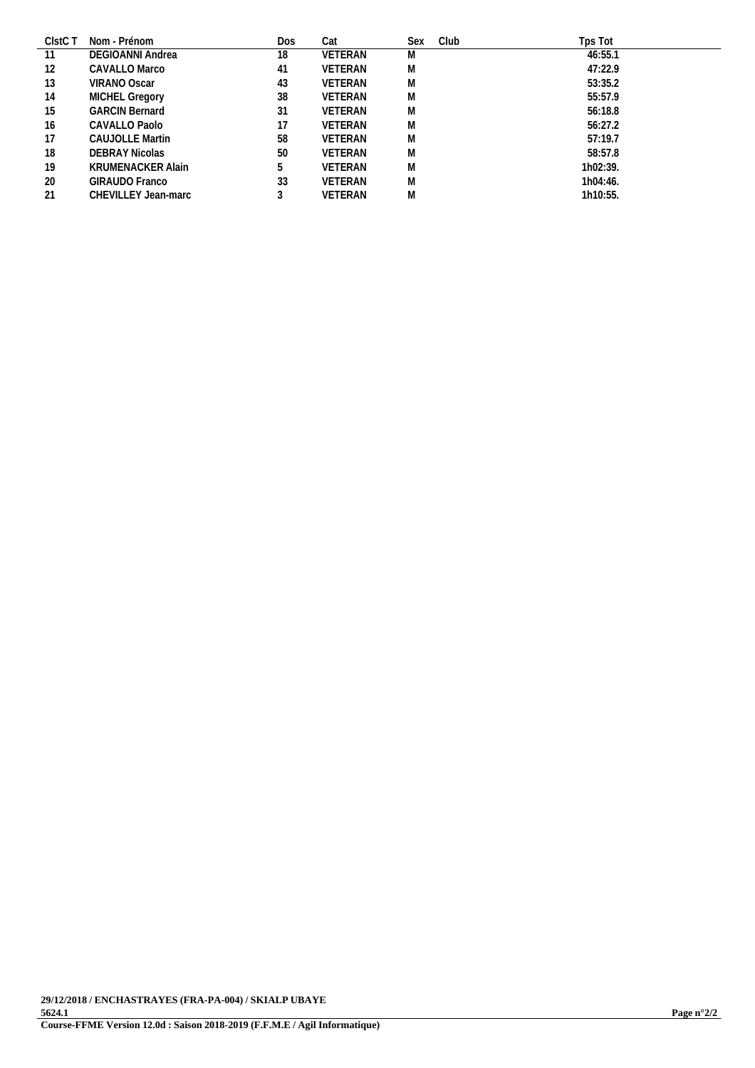| ClstC T | Nom - Prénom | Dos | Cat | Sex | Club | Tps Tot |
|---|---|---|---|---|---|---|
| 11 | DEGIOANNI Andrea | 18 | VETERAN | M | | 46:55.1 |
| 12 | CAVALLO Marco | 41 | VETERAN | M | | 47:22.9 |
| 13 | VIRANO Oscar | 43 | VETERAN | M | | 53:35.2 |
| 14 | MICHEL Gregory | 38 | VETERAN | M | | 55:57.9 |
| 15 | GARCIN Bernard | 31 | VETERAN | M | | 56:18.8 |
| 16 | CAVALLO Paolo | 17 | VETERAN | M | | 56:27.2 |
| 17 | CAUJOLLE Martin | 58 | VETERAN | M | | 57:19.7 |
| 18 | DEBRAY Nicolas | 50 | VETERAN | M | | 58:57.8 |
| 19 | KRUMENACKER Alain | 5 | VETERAN | M | | 1h02:39. |
| 20 | GIRAUDO Franco | 33 | VETERAN | M | | 1h04:46. |
| 21 | CHEVILLEY Jean-marc | 3 | VETERAN | M | | 1h10:55. |

**29/12/2018 / ENCHASTRAYES (FRA-PA-004) / SKIALP UBAYE**

**5624.1**

**Course-FFME Version 12.0d : Saison 2018-2019 (F.F.M.E / Agil Informatique)**